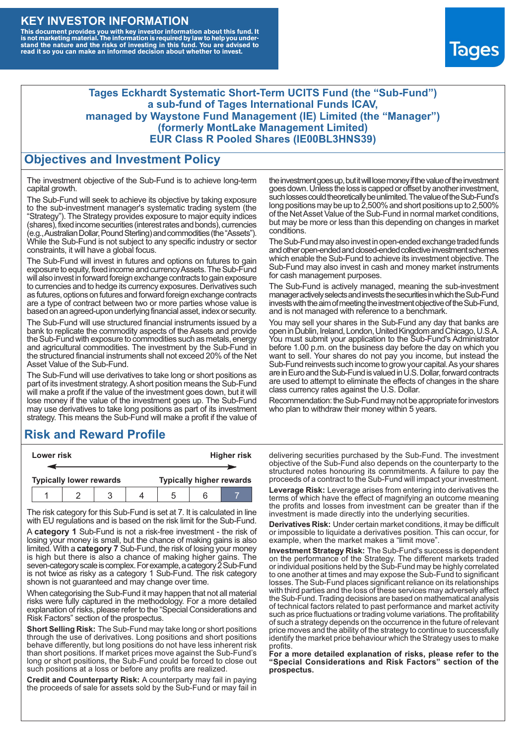# KEY INVESTOR INFORMATION

**This document provides you with key investor information about this fund. It is not marketing material. The information is required by law to help you understand the nature and the risks of investing in this fund. You are advised to read it so you can make an informed decision about whether to invest.**

Tages

## Tages Eckhardt Systematic Short-Term UCITS Fund (the "Sub-Fund") a sub-fund of Tages International Funds ICAV, managed by Waystone Fund Management (IE) Limited (the "Manager") (formerly MontLake Management Limited) EUR Class R Pooled Shares (IE00BL3HNS39)

## Objectives and Investment Policy

The investment objective of the Sub-Fund is to achieve long-term capital growth.

The Sub-Fund will seek to achieve its objective by taking exposure to the sub-investment manager's systematic trading system (the "Strategy"). The Strategy provides exposure to major equity indices (shares), fixed income securities (interest rates and bonds), currencies (e.g., Australian Dollar, Pound Sterling) and commodities (the "Assets"). While the Sub-Fund is not subject to any specific industry or sector constraints, it will have a global focus.

The Sub-Fund will invest in futures and options on futures to gain exposure to equity, fixed income and currency Assets. The Sub-Fund will also invest in forward foreign exchange contracts to gain exposure to currencies and to hedge its currency exposures. Derivatives such as futures, options on futures and forward foreign exchange contracts are a type of contract between two or more parties whose value is based on an agreed-upon underlying financial asset, index or security.

The Sub-Fund will use structured financial instruments issued by a bank to replicate the commodity aspects of the Assets and provide the Sub-Fund with exposure to commodities such as metals, energy and agricultural commodities. The investment by the Sub-Fund in the structured financial instruments shall not exceed 20% of the Net Asset Value of the Sub-Fund.

The Sub-Fund will use derivatives to take long or short positions as part of its investment strategy. A short position means the Sub-Fund will make a profit if the value of the investment goes down, but it will lose money if the value of the investment goes up. The Sub-Fund may use derivatives to take long positions as part of its investment strategy. This means the Sub-Fund will make a profit if the value of the investment goes up, but it will lose money if the value of the investment goes down. Unless the loss is capped or offset by another investment, such losses could theoretically be unlimited. The value of the Sub-Fund's long positions may be up to 2,500% and short positions up to 2,500% of the Net Asset Value of the Sub-Fund in normal market conditions, but may be more or less than this depending on changes in market conditions.

The Sub-Fund may also invest in open-ended exchange traded funds and other open-ended and closed-ended collective investment schemes which enable the Sub-Fund to achieve its investment objective. The Sub-Fund may also invest in cash and money market instruments for cash management purposes.

The Sub-Fund is actively managed, meaning the sub-investment manager actively selects and invests the securities in which the Sub-Fund invests with the aim of meeting the investment objective of the Sub-Fund, and is not managed with reference to a benchmark.

You may sell your shares in the Sub-Fund any day that banks are open in Dublin, Ireland, London, United Kingdom and Chicago, U.S.A. You must submit your application to the Sub-Fund's Administrator before 1.00 p.m. on the business day before the day on which you want to sell. Your shares do not pay you income, but instead the Sub-Fund reinvests such income to grow your capital. As your shares are in Euro and the Sub-Fund is valued in U.S. Dollar, forward contracts are used to attempt to eliminate the effects of changes in the share class currency rates against the U.S. Dollar.

Recommendation: the Sub-Fund may not be appropriate for investors who plan to withdraw their money within 5 years.

## Risk and Reward Profile

| Lower risk | | | | | | Higher risk |
|---|---|---|---|---|---|---|
| Typically lower rewards | | | | | | Typically higher rewards |
| 1 | 2 | 3 | 4 | 5 | 6 | **7** |

The risk category for this Sub-Fund is set at 7. It is calculated in line with EU regulations and is based on the risk limit for the Sub-Fund.

A **category 1** Sub-Fund is not a risk-free investment - the risk of losing your money is small, but the chance of making gains is also limited. With a **category 7** Sub-Fund, the risk of losing your money is high but there is also a chance of making higher gains. The seven-category scale is complex. For example, a category 2 Sub-Fund is not twice as risky as a category 1 Sub-Fund. The risk category shown is not guaranteed and may change over time.

When categorising the Sub-Fund it may happen that not all material risks were fully captured in the methodology. For a more detailed explanation of risks, please refer to the "Special Considerations and Risk Factors" section of the prospectus.

**Short Selling Risk:** The Sub-Fund may take long or short positions through the use of derivatives. Long positions and short positions behave differently, but long positions do not have less inherent risk than short positions. If market prices move against the Sub-Fund's long or short positions, the Sub-Fund could be forced to close out such positions at a loss or before any profits are realized.

**Credit and Counterparty Risk:** A counterparty may fail in paying the proceeds of sale for assets sold by the Sub-Fund or may fail in delivering securities purchased by the Sub-Fund. The investment objective of the Sub-Fund also depends on the counterparty to the structured notes honouring its commitments. A failure to pay the proceeds of a contract to the Sub-Fund will impact your investment.

**Leverage Risk:** Leverage arises from entering into derivatives the terms of which have the effect of magnifying an outcome meaning the profits and losses from investment can be greater than if the investment is made directly into the underlying securities.

**Derivatives Risk:** Under certain market conditions, it may be difficult or impossible to liquidate a derivatives position. This can occur, for example, when the market makes a "limit move".

**Investment Strategy Risk:** The Sub-Fund's success is dependent on the performance of the Strategy. The different markets traded or individual positions held by the Sub-Fund may be highly correlated to one another at times and may expose the Sub-Fund to significant losses. The Sub-Fund places significant reliance on its relationships with third parties and the loss of these services may adversely affect the Sub-Fund. Trading decisions are based on mathematical analysis of technical factors related to past performance and market activity such as price fluctuations or trading volume variations. The profitability of such a strategy depends on the occurrence in the future of relevant price moves and the ability of the strategy to continue to successfully identify the market price behaviour which the Strategy uses to make profits.

**For a more detailed explanation of risks, please refer to the "Special Considerations and Risk Factors" section of the prospectus.**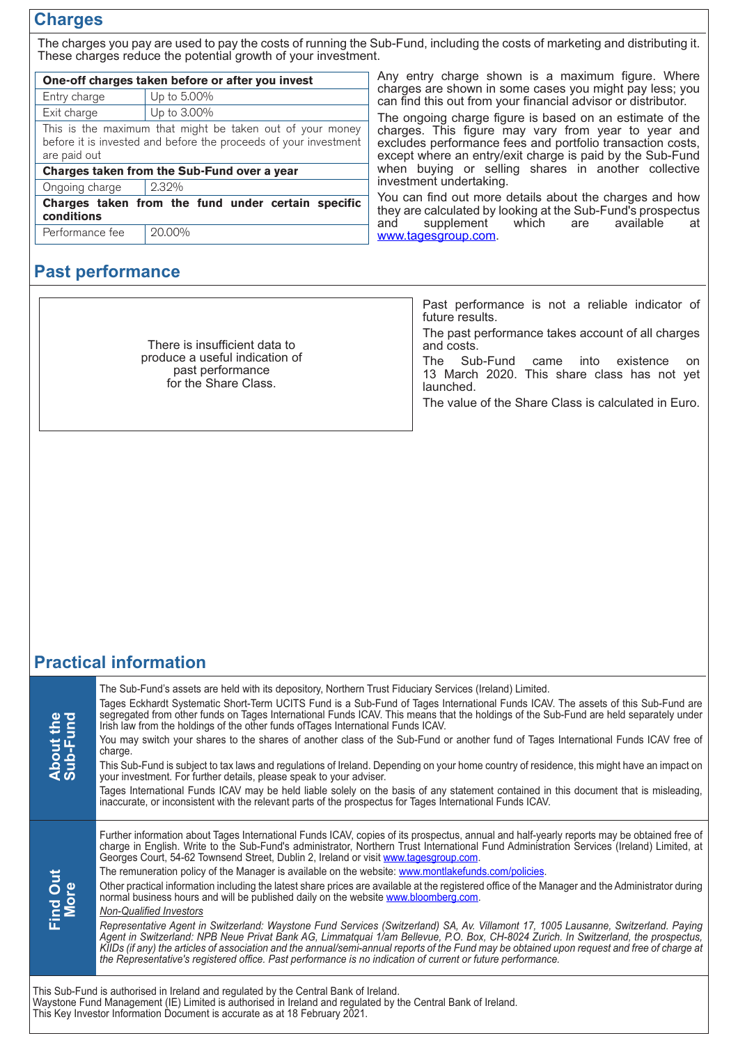## Charges

The charges you pay are used to pay the costs of running the Sub-Fund, including the costs of marketing and distributing it. These charges reduce the potential growth of your investment.

| One-off charges taken before or after you invest | |
|---|---|
| Entry charge | Up to 5.00% |
| Exit charge | Up to 3.00% |
| This is the maximum that might be taken out of your money before it is invested and before the proceeds of your investment are paid out | |
| **Charges taken from the Sub-Fund over a year** | |
| Ongoing charge | 2.32% |
| **Charges taken from the fund under certain specific conditions** | |
| Performance fee | 20.00% |

Any entry charge shown is a maximum figure. Where charges are shown in some cases you might pay less; you can find this out from your financial advisor or distributor.

The ongoing charge figure is based on an estimate of the charges. This figure may vary from year to year and excludes performance fees and portfolio transaction costs, except where an entry/exit charge is paid by the Sub-Fund when buying or selling shares in another collective investment undertaking.

You can find out more details about the charges and how they are calculated by looking at the Sub-Fund's prospectus and supplement which are available at www.tagesgroup.com.

## Past performance

There is insufficient data to produce a useful indication of past performance for the Share Class.

Past performance is not a reliable indicator of future results.

The past performance takes account of all charges and costs.

The Sub-Fund came into existence on 13 March 2020. This share class has not yet launched.

The value of the Share Class is calculated in Euro.

## Practical information

### About the Sub-Fund

The Sub-Fund's assets are held with its depository, Northern Trust Fiduciary Services (Ireland) Limited.

Tages Eckhardt Systematic Short-Term UCITS Fund is a Sub-Fund of Tages International Funds ICAV. The assets of this Sub-Fund are segregated from other funds on Tages International Funds ICAV. This means that the holdings of the Sub-Fund are held separately under Irish law from the holdings of the other funds ofTages International Funds ICAV.

You may switch your shares to the shares of another class of the Sub-Fund or another fund of Tages International Funds ICAV free of charge.

This Sub-Fund is subject to tax laws and regulations of Ireland. Depending on your home country of residence, this might have an impact on your investment. For further details, please speak to your adviser.

Tages International Funds ICAV may be held liable solely on the basis of any statement contained in this document that is misleading, inaccurate, or inconsistent with the relevant parts of the prospectus for Tages International Funds ICAV.

### Find Out More

Further information about Tages International Funds ICAV, copies of its prospectus, annual and half-yearly reports may be obtained free of charge in English. Write to the Sub-Fund's administrator, Northern Trust International Fund Administration Services (Ireland) Limited, at Georges Court, 54-62 Townsend Street, Dublin 2, Ireland or visit www.tagesgroup.com.

The remuneration policy of the Manager is available on the website: www.montlakefunds.com/policies.

Other practical information including the latest share prices are available at the registered office of the Manager and the Administrator during normal business hours and will be published daily on the website www.bloomberg.com.

*Non-Qualified Investors*

*Representative Agent in Switzerland: Waystone Fund Services (Switzerland) SA, Av. Villamont 17, 1005 Lausanne, Switzerland. Paying Agent in Switzerland: NPB Neue Privat Bank AG, Limmatquai 1/am Bellevue, P.O. Box, CH-8024 Zurich. In Switzerland, the prospectus, KIIDs (if any) the articles of association and the annual/semi-annual reports of the Fund may be obtained upon request and free of charge at the Representative's registered office. Past performance is no indication of current or future performance.*

This Sub-Fund is authorised in Ireland and regulated by the Central Bank of Ireland.
Waystone Fund Management (IE) Limited is authorised in Ireland and regulated by the Central Bank of Ireland.
This Key Investor Information Document is accurate as at 18 February 2021.